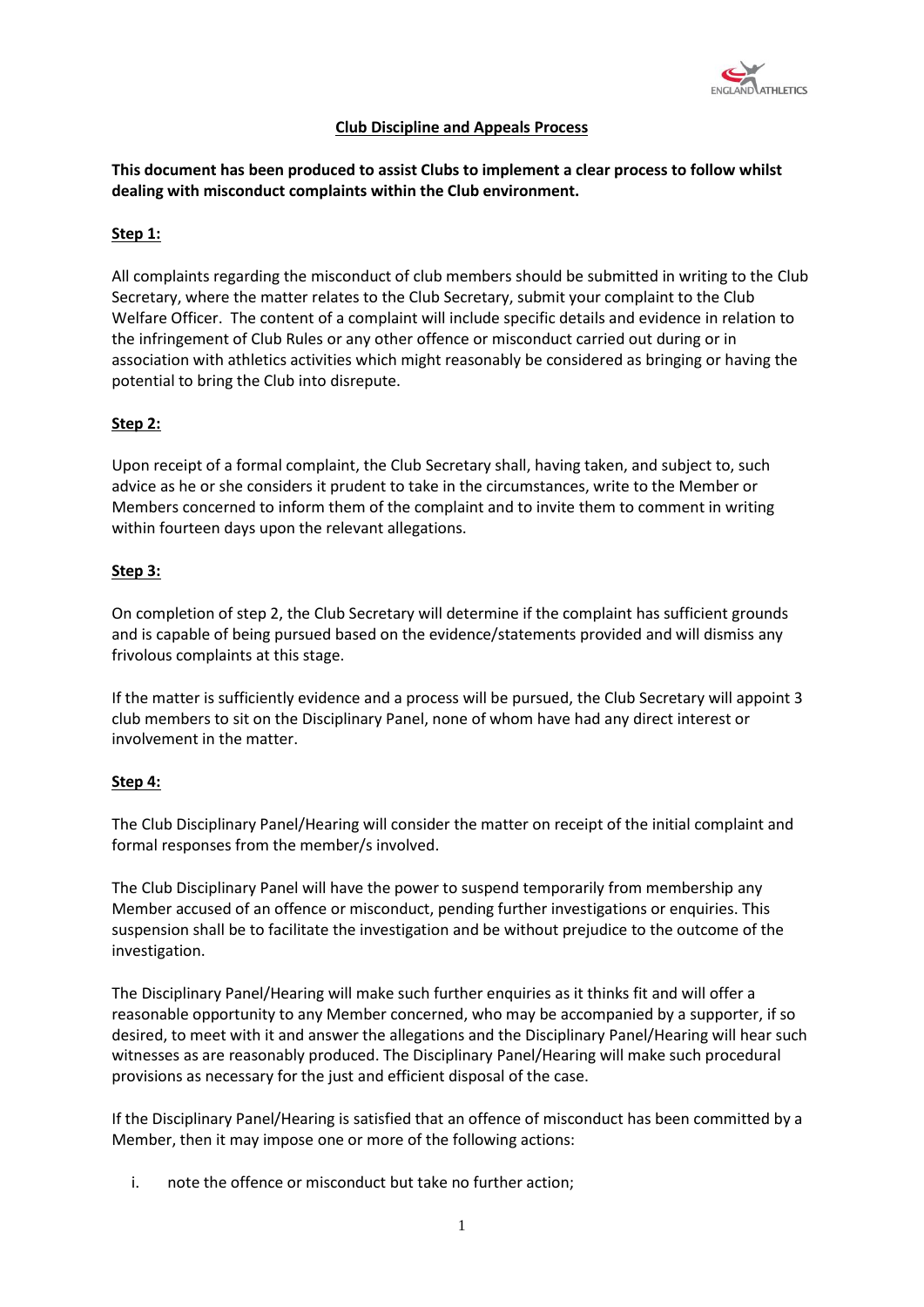## Club Discipline and Appeals Process

**This document has been produced to assist Clubs to implement a clear process to follow whilst dealing with misconduct complaints within the Club environment.**

### Step 1:

All complaints regarding the misconduct of club members should be submitted in writing to the Club Secretary, where the matter relates to the Club Secretary, submit your complaint to the Club Welfare Officer. The content of a complaint will include specific details and evidence in relation to the infringement of Club Rules or any other offence or misconduct carried out during or in association with athletics activities which might reasonably be considered as bringing or having the potential to bring the Club into disrepute.

### Step 2:

Upon receipt of a formal complaint, the Club Secretary shall, having taken, and subject to, such advice as he or she considers it prudent to take in the circumstances, write to the Member or Members concerned to inform them of the complaint and to invite them to comment in writing within fourteen days upon the relevant allegations.

### Step 3:

On completion of step 2, the Club Secretary will determine if the complaint has sufficient grounds and is capable of being pursued based on the evidence/statements provided and will dismiss any frivolous complaints at this stage.

If the matter is sufficiently evidence and a process will be pursued, the Club Secretary will appoint 3 club members to sit on the Disciplinary Panel, none of whom have had any direct interest or involvement in the matter.

### Step 4:

The Club Disciplinary Panel/Hearing will consider the matter on receipt of the initial complaint and formal responses from the member/s involved.

The Club Disciplinary Panel will have the power to suspend temporarily from membership any Member accused of an offence or misconduct, pending further investigations or enquiries. This suspension shall be to facilitate the investigation and be without prejudice to the outcome of the investigation.

The Disciplinary Panel/Hearing will make such further enquiries as it thinks fit and will offer a reasonable opportunity to any Member concerned, who may be accompanied by a supporter, if so desired, to meet with it and answer the allegations and the Disciplinary Panel/Hearing will hear such witnesses as are reasonably produced. The Disciplinary Panel/Hearing will make such procedural provisions as necessary for the just and efficient disposal of the case.

If the Disciplinary Panel/Hearing is satisfied that an offence of misconduct has been committed by a Member, then it may impose one or more of the following actions:

i. note the offence or misconduct but take no further action;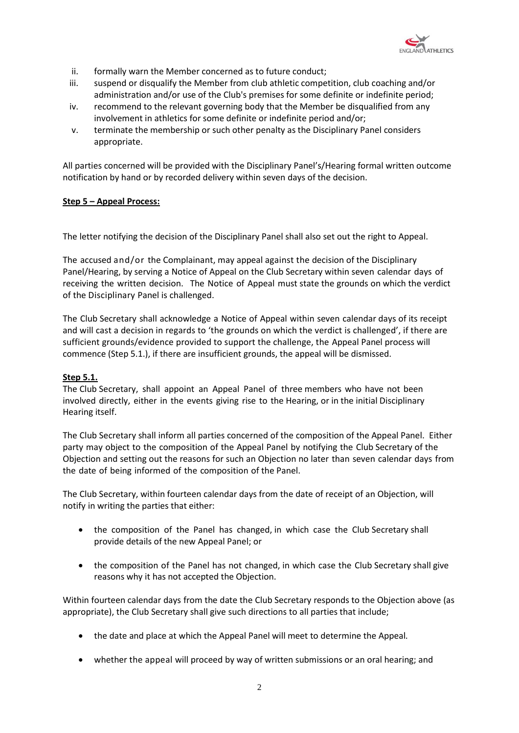ii. formally warn the Member concerned as to future conduct;
iii. suspend or disqualify the Member from club athletic competition, club coaching and/or administration and/or use of the Club's premises for some definite or indefinite period;
iv. recommend to the relevant governing body that the Member be disqualified from any involvement in athletics for some definite or indefinite period and/or;
v. terminate the membership or such other penalty as the Disciplinary Panel considers appropriate.

All parties concerned will be provided with the Disciplinary Panel's/Hearing formal written outcome notification by hand or by recorded delivery within seven days of the decision.

**Step 5 – Appeal Process:**

The letter notifying the decision of the Disciplinary Panel shall also set out the right to Appeal.

The accused and/or the Complainant, may appeal against the decision of the Disciplinary Panel/Hearing, by serving a Notice of Appeal on the Club Secretary within seven calendar days of receiving the written decision. The Notice of Appeal must state the grounds on which the verdict of the Disciplinary Panel is challenged.

The Club Secretary shall acknowledge a Notice of Appeal within seven calendar days of its receipt and will cast a decision in regards to 'the grounds on which the verdict is challenged', if there are sufficient grounds/evidence provided to support the challenge, the Appeal Panel process will commence (Step 5.1.), if there are insufficient grounds, the appeal will be dismissed.

**Step 5.1.**

The Club Secretary, shall appoint an Appeal Panel of three members who have not been involved directly, either in the events giving rise to the Hearing, or in the initial Disciplinary Hearing itself.

The Club Secretary shall inform all parties concerned of the composition of the Appeal Panel. Either party may object to the composition of the Appeal Panel by notifying the Club Secretary of the Objection and setting out the reasons for such an Objection no later than seven calendar days from the date of being informed of the composition of the Panel.

The Club Secretary, within fourteen calendar days from the date of receipt of an Objection, will notify in writing the parties that either:

- the composition of the Panel has changed, in which case the Club Secretary shall provide details of the new Appeal Panel; or
- the composition of the Panel has not changed, in which case the Club Secretary shall give reasons why it has not accepted the Objection.

Within fourteen calendar days from the date the Club Secretary responds to the Objection above (as appropriate), the Club Secretary shall give such directions to all parties that include;

- the date and place at which the Appeal Panel will meet to determine the Appeal.
- whether the appeal will proceed by way of written submissions or an oral hearing; and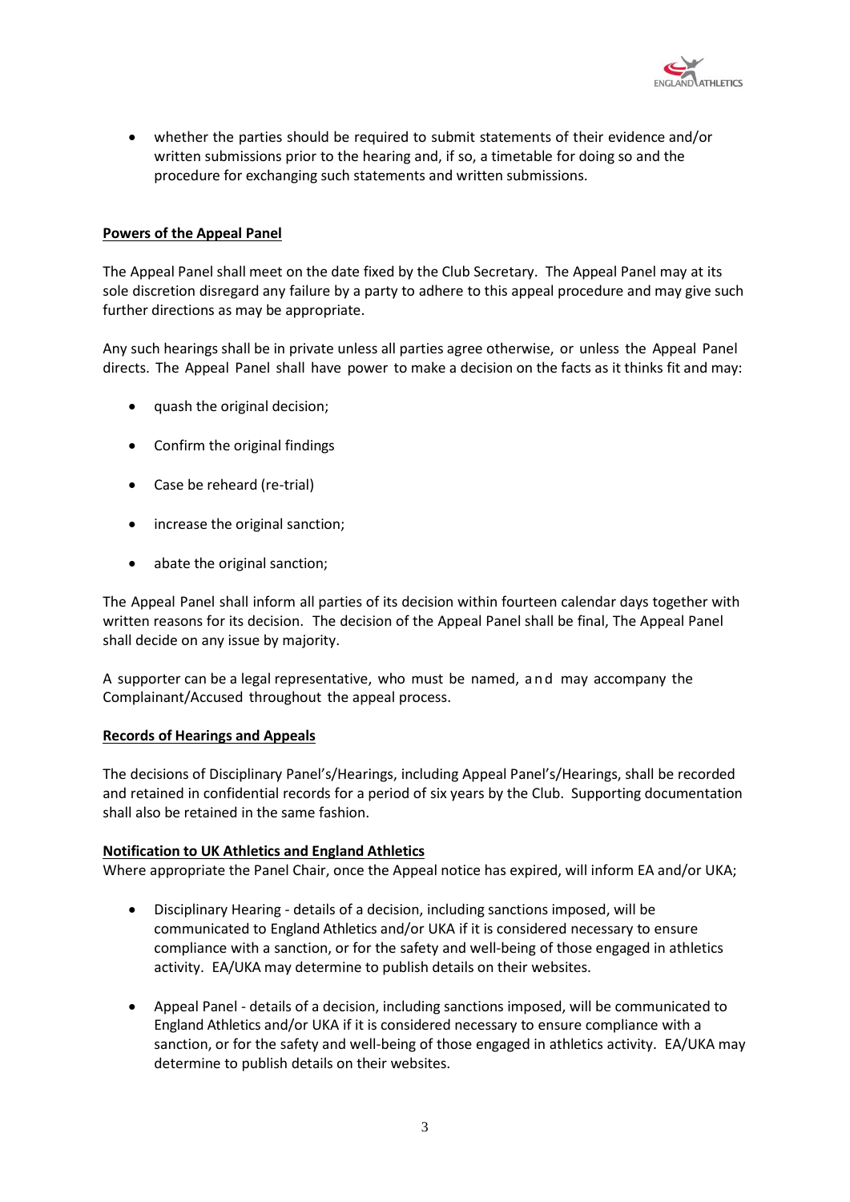- whether the parties should be required to submit statements of their evidence and/or written submissions prior to the hearing and, if so, a timetable for doing so and the procedure for exchanging such statements and written submissions.

**Powers of the Appeal Panel**

The Appeal Panel shall meet on the date fixed by the Club Secretary. The Appeal Panel may at its sole discretion disregard any failure by a party to adhere to this appeal procedure and may give such further directions as may be appropriate.

Any such hearings shall be in private unless all parties agree otherwise, or unless the Appeal Panel directs. The Appeal Panel shall have power to make a decision on the facts as it thinks fit and may:

- quash the original decision;
- Confirm the original findings
- Case be reheard (re-trial)
- increase the original sanction;
- abate the original sanction;

The Appeal Panel shall inform all parties of its decision within fourteen calendar days together with written reasons for its decision. The decision of the Appeal Panel shall be final, The Appeal Panel shall decide on any issue by majority.

A supporter can be a legal representative, who must be named, and may accompany the Complainant/Accused throughout the appeal process.

**Records of Hearings and Appeals**

The decisions of Disciplinary Panel's/Hearings, including Appeal Panel's/Hearings, shall be recorded and retained in confidential records for a period of six years by the Club. Supporting documentation shall also be retained in the same fashion.

**Notification to UK Athletics and England Athletics**

Where appropriate the Panel Chair, once the Appeal notice has expired, will inform EA and/or UKA;

- Disciplinary Hearing - details of a decision, including sanctions imposed, will be communicated to England Athletics and/or UKA if it is considered necessary to ensure compliance with a sanction, or for the safety and well-being of those engaged in athletics activity. EA/UKA may determine to publish details on their websites.
- Appeal Panel - details of a decision, including sanctions imposed, will be communicated to England Athletics and/or UKA if it is considered necessary to ensure compliance with a sanction, or for the safety and well-being of those engaged in athletics activity. EA/UKA may determine to publish details on their websites.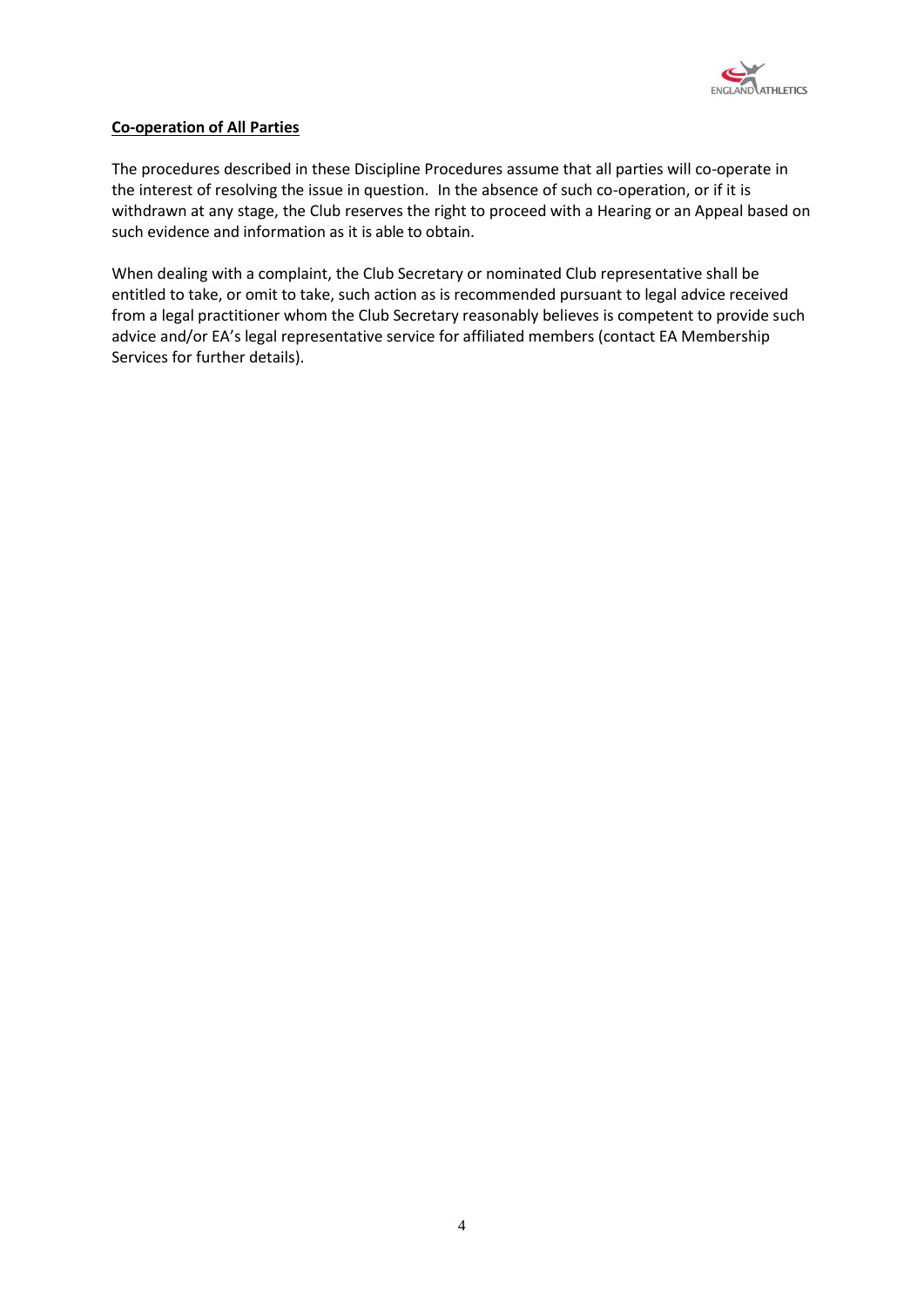**Co-operation of All Parties**

The procedures described in these Discipline Procedures assume that all parties will co-operate in the interest of resolving the issue in question. In the absence of such co-operation, or if it is withdrawn at any stage, the Club reserves the right to proceed with a Hearing or an Appeal based on such evidence and information as it is able to obtain.

When dealing with a complaint, the Club Secretary or nominated Club representative shall be entitled to take, or omit to take, such action as is recommended pursuant to legal advice received from a legal practitioner whom the Club Secretary reasonably believes is competent to provide such advice and/or EA's legal representative service for affiliated members (contact EA Membership Services for further details).